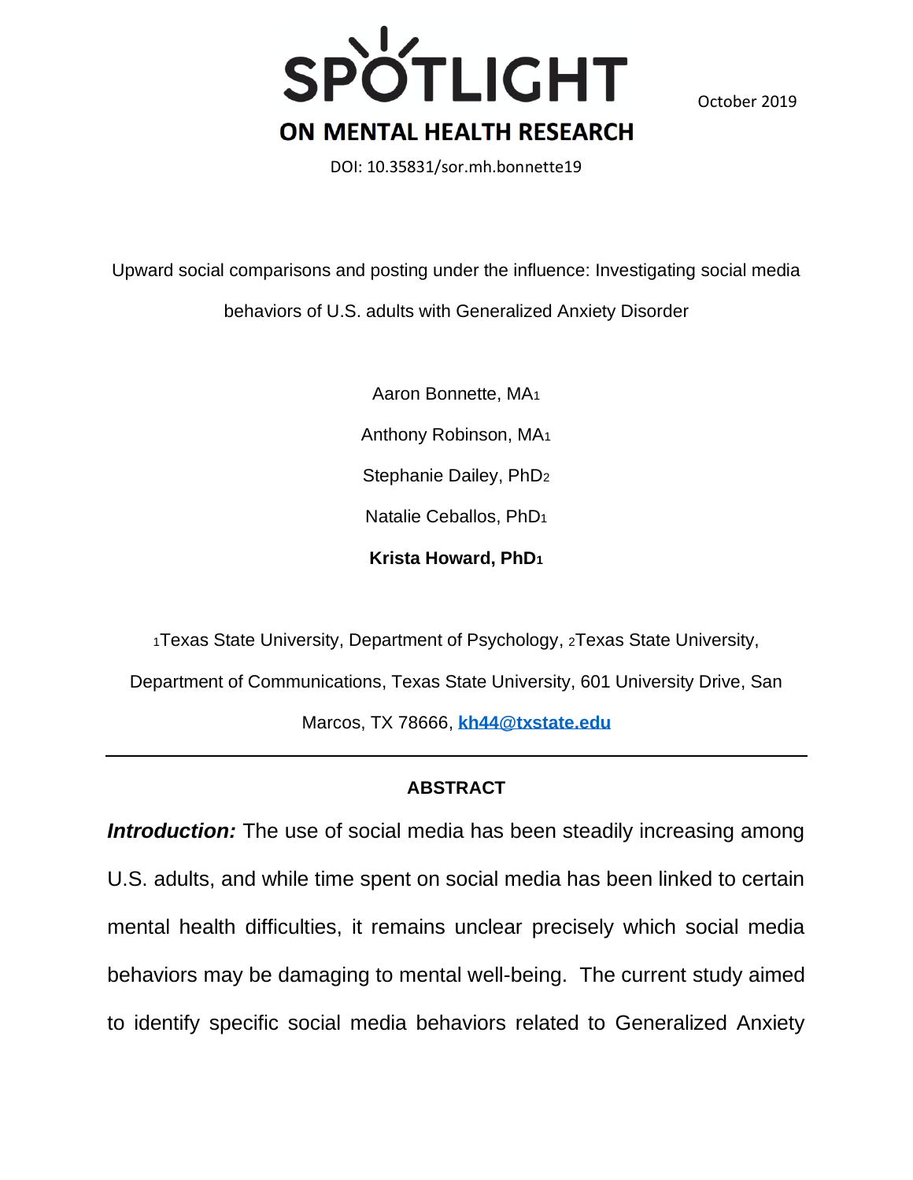# SPOTLIGHT ON MENTAL HEALTH RESEARCH

October 2019

DOI: 10.35831/sor.mh.bonnette19

Upward social comparisons and posting under the influence: Investigating social media behaviors of U.S. adults with Generalized Anxiety Disorder

Aaron Bonnette, MA[1]

Anthony Robinson, MA[1]

Stephanie Dailey, PhD[2]

Natalie Ceballos, PhD[1]

**Krista Howard, PhD[1]**

[1]Texas State University, Department of Psychology, [2]Texas State University, Department of Communications, Texas State University, 601 University Drive, San Marcos, TX 78666, **kh44@txstate.edu**

---

## ABSTRACT

***Introduction:*** The use of social media has been steadily increasing among U.S. adults, and while time spent on social media has been linked to certain mental health difficulties, it remains unclear precisely which social media behaviors may be damaging to mental well-being. The current study aimed to identify specific social media behaviors related to Generalized Anxiety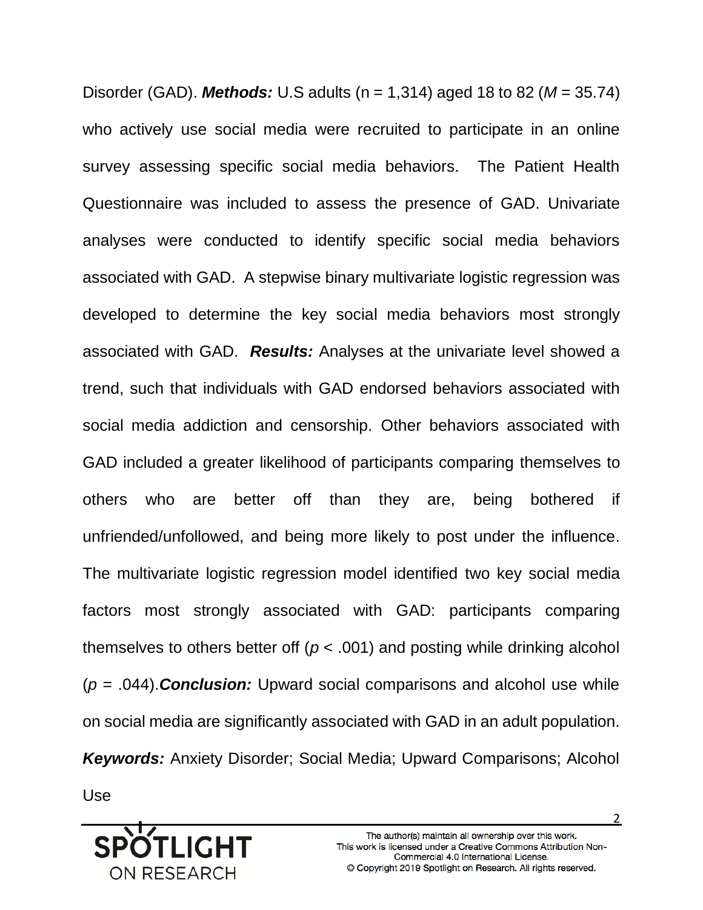Disorder (GAD). ***Methods:*** U.S adults (n = 1,314) aged 18 to 82 ($M$ = 35.74) who actively use social media were recruited to participate in an online survey assessing specific social media behaviors. The Patient Health Questionnaire was included to assess the presence of GAD. Univariate analyses were conducted to identify specific social media behaviors associated with GAD. A stepwise binary multivariate logistic regression was developed to determine the key social media behaviors most strongly associated with GAD. ***Results:*** Analyses at the univariate level showed a trend, such that individuals with GAD endorsed behaviors associated with social media addiction and censorship. Other behaviors associated with GAD included a greater likelihood of participants comparing themselves to others who are better off than they are, being bothered if unfriended/unfollowed, and being more likely to post under the influence. The multivariate logistic regression model identified two key social media factors most strongly associated with GAD: participants comparing themselves to others better off ($p < .001$) and posting while drinking alcohol ($p = .044$).***Conclusion:*** Upward social comparisons and alcohol use while on social media are significantly associated with GAD in an adult population.

***Keywords:*** Anxiety Disorder; Social Media; Upward Comparisons; Alcohol Use

The author(s) maintain all ownership over this work.
This work is licensed under a Creative Commons Attribution Non-Commercial 4.0 International License.
© Copyright 2019 Spotlight on Research. All rights reserved.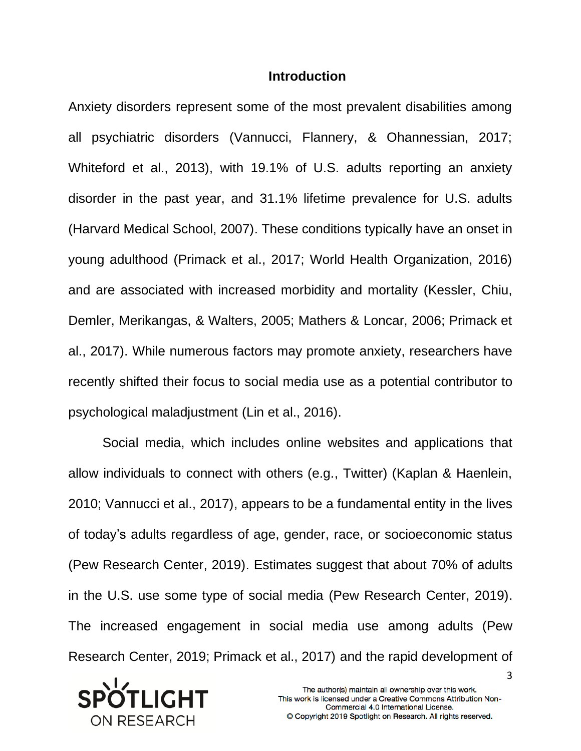## Introduction

Anxiety disorders represent some of the most prevalent disabilities among all psychiatric disorders (Vannucci, Flannery, & Ohannessian, 2017; Whiteford et al., 2013), with 19.1% of U.S. adults reporting an anxiety disorder in the past year, and 31.1% lifetime prevalence for U.S. adults (Harvard Medical School, 2007). These conditions typically have an onset in young adulthood (Primack et al., 2017; World Health Organization, 2016) and are associated with increased morbidity and mortality (Kessler, Chiu, Demler, Merikangas, & Walters, 2005; Mathers & Loncar, 2006; Primack et al., 2017). While numerous factors may promote anxiety, researchers have recently shifted their focus to social media use as a potential contributor to psychological maladjustment (Lin et al., 2016).

Social media, which includes online websites and applications that allow individuals to connect with others (e.g., Twitter) (Kaplan & Haenlein, 2010; Vannucci et al., 2017), appears to be a fundamental entity in the lives of today's adults regardless of age, gender, race, or socioeconomic status (Pew Research Center, 2019). Estimates suggest that about 70% of adults in the U.S. use some type of social media (Pew Research Center, 2019). The increased engagement in social media use among adults (Pew Research Center, 2019; Primack et al., 2017) and the rapid development of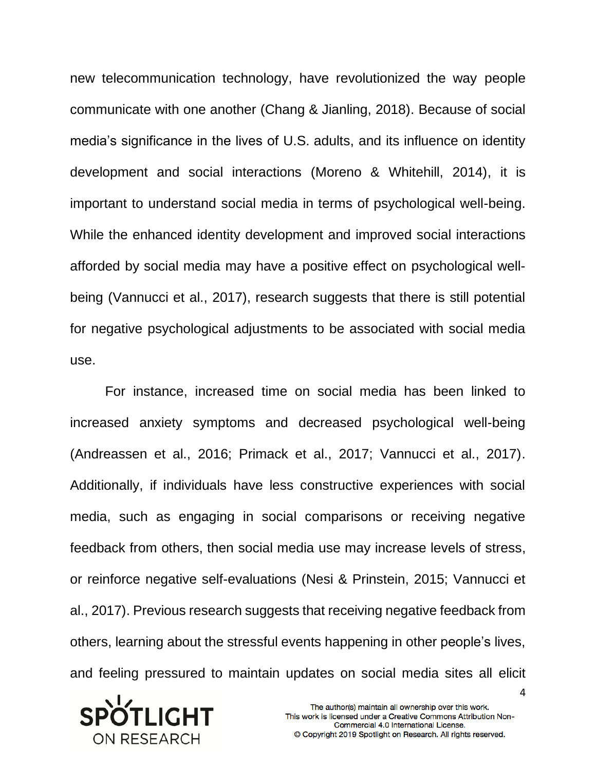new telecommunication technology, have revolutionized the way people communicate with one another (Chang & Jianling, 2018). Because of social media's significance in the lives of U.S. adults, and its influence on identity development and social interactions (Moreno & Whitehill, 2014), it is important to understand social media in terms of psychological well-being. While the enhanced identity development and improved social interactions afforded by social media may have a positive effect on psychological well-being (Vannucci et al., 2017), research suggests that there is still potential for negative psychological adjustments to be associated with social media use.

For instance, increased time on social media has been linked to increased anxiety symptoms and decreased psychological well-being (Andreassen et al., 2016; Primack et al., 2017; Vannucci et al., 2017). Additionally, if individuals have less constructive experiences with social media, such as engaging in social comparisons or receiving negative feedback from others, then social media use may increase levels of stress, or reinforce negative self-evaluations (Nesi & Prinstein, 2015; Vannucci et al., 2017). Previous research suggests that receiving negative feedback from others, learning about the stressful events happening in other people's lives, and feeling pressured to maintain updates on social media sites all elicit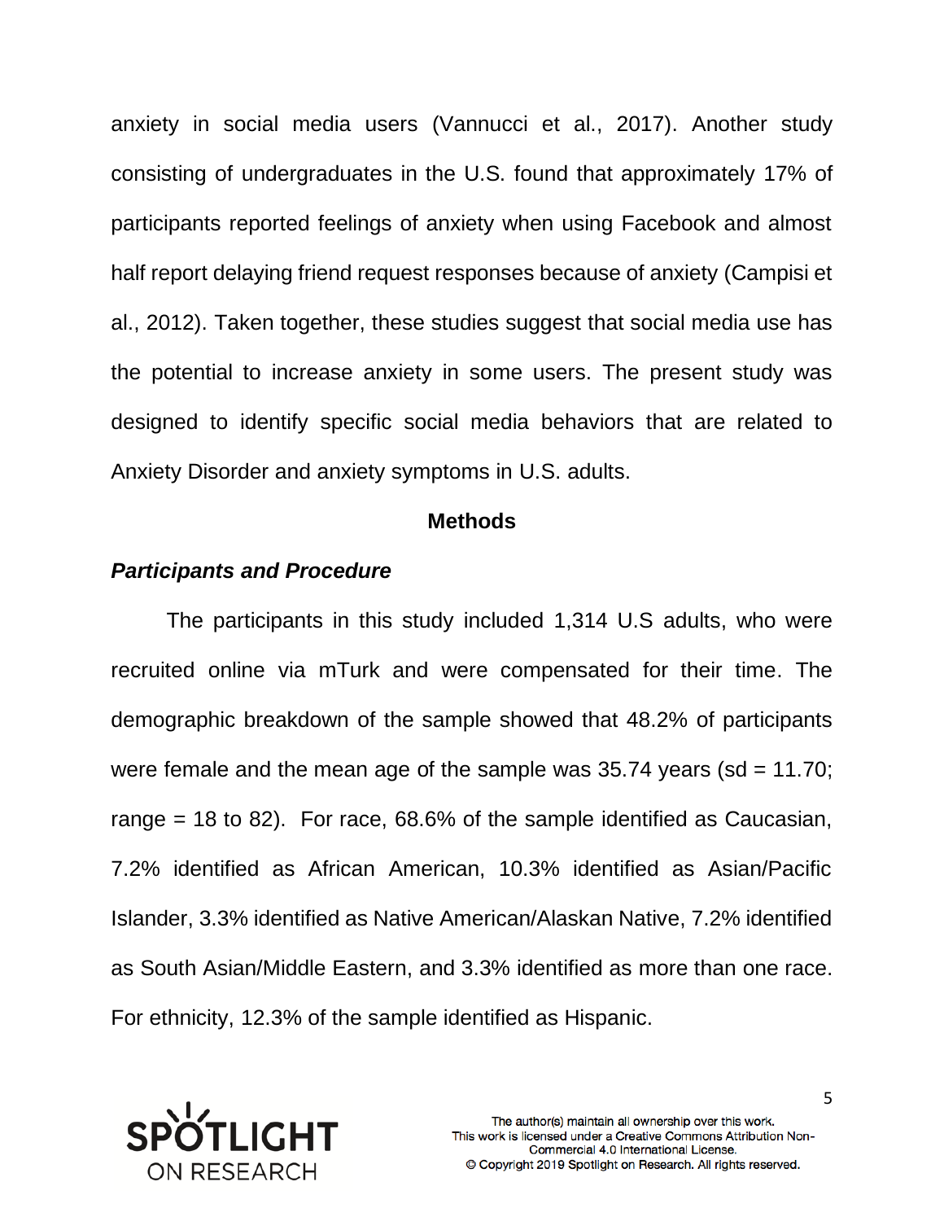anxiety in social media users (Vannucci et al., 2017). Another study consisting of undergraduates in the U.S. found that approximately 17% of participants reported feelings of anxiety when using Facebook and almost half report delaying friend request responses because of anxiety (Campisi et al., 2012). Taken together, these studies suggest that social media use has the potential to increase anxiety in some users. The present study was designed to identify specific social media behaviors that are related to Anxiety Disorder and anxiety symptoms in U.S. adults.

## Methods

### *Participants and Procedure*

The participants in this study included 1,314 U.S adults, who were recruited online via mTurk and were compensated for their time. The demographic breakdown of the sample showed that 48.2% of participants were female and the mean age of the sample was 35.74 years (sd = 11.70; range = 18 to 82). For race, 68.6% of the sample identified as Caucasian, 7.2% identified as African American, 10.3% identified as Asian/Pacific Islander, 3.3% identified as Native American/Alaskan Native, 7.2% identified as South Asian/Middle Eastern, and 3.3% identified as more than one race. For ethnicity, 12.3% of the sample identified as Hispanic.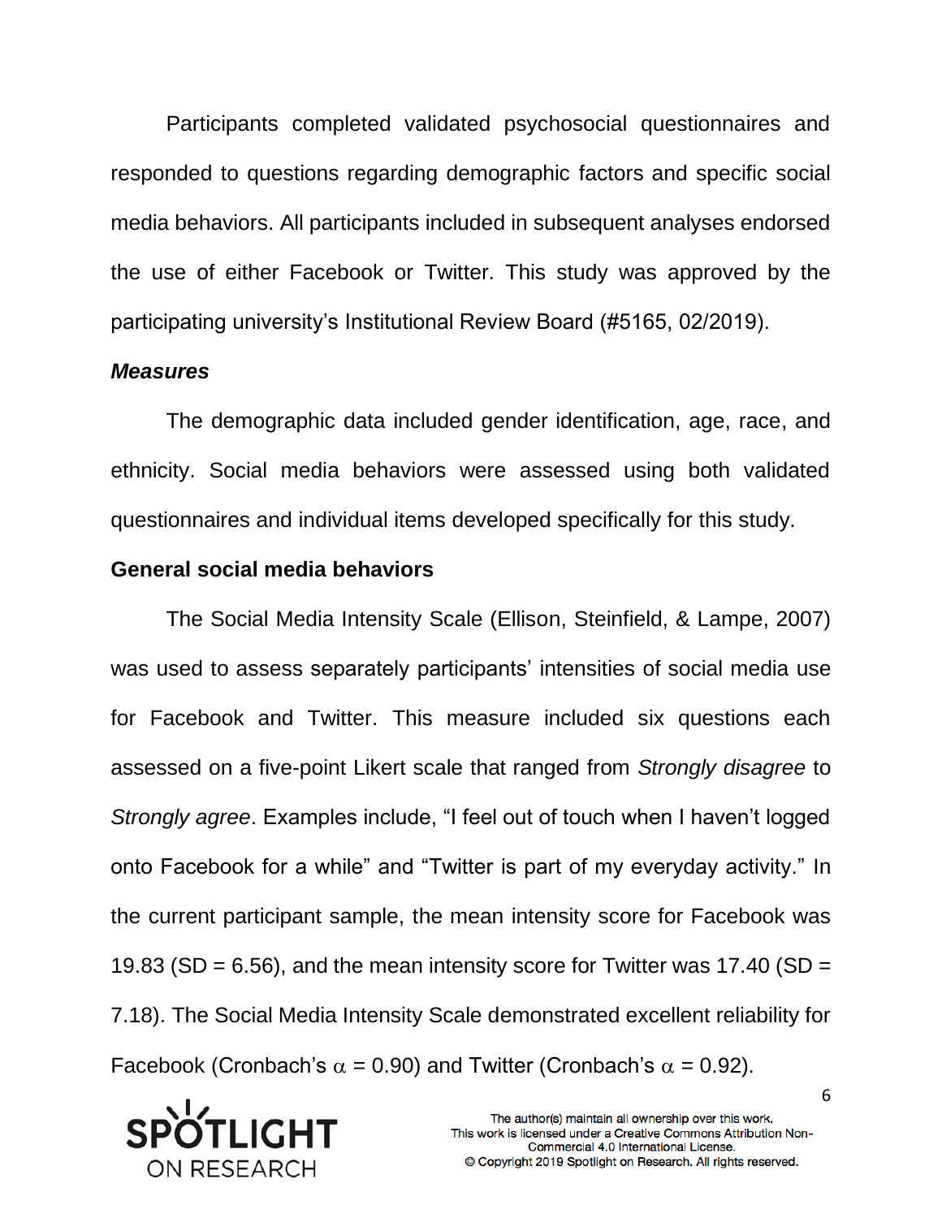Participants completed validated psychosocial questionnaires and responded to questions regarding demographic factors and specific social media behaviors. All participants included in subsequent analyses endorsed the use of either Facebook or Twitter. This study was approved by the participating university's Institutional Review Board (#5165, 02/2019).

### *Measures*

The demographic data included gender identification, age, race, and ethnicity. Social media behaviors were assessed using both validated questionnaires and individual items developed specifically for this study.

### General social media behaviors

The Social Media Intensity Scale (Ellison, Steinfield, & Lampe, 2007) was used to assess separately participants' intensities of social media use for Facebook and Twitter. This measure included six questions each assessed on a five-point Likert scale that ranged from *Strongly disagree* to *Strongly agree*. Examples include, "I feel out of touch when I haven't logged onto Facebook for a while" and "Twitter is part of my everyday activity." In the current participant sample, the mean intensity score for Facebook was 19.83 (SD = 6.56), and the mean intensity score for Twitter was 17.40 (SD = 7.18). The Social Media Intensity Scale demonstrated excellent reliability for Facebook (Cronbach's $\alpha$ = 0.90) and Twitter (Cronbach's $\alpha$ = 0.92).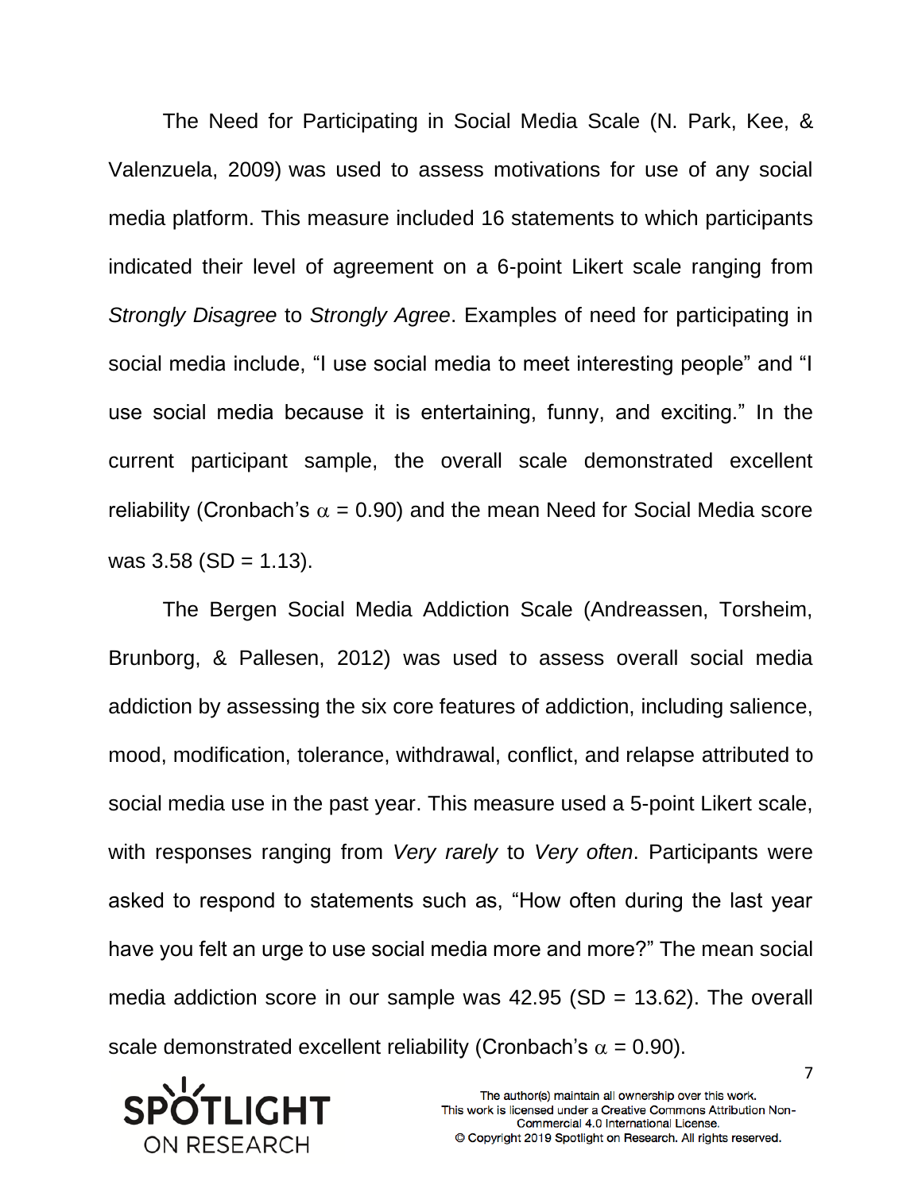The Need for Participating in Social Media Scale (N. Park, Kee, & Valenzuela, 2009) was used to assess motivations for use of any social media platform. This measure included 16 statements to which participants indicated their level of agreement on a 6-point Likert scale ranging from *Strongly Disagree* to *Strongly Agree*. Examples of need for participating in social media include, "I use social media to meet interesting people" and "I use social media because it is entertaining, funny, and exciting." In the current participant sample, the overall scale demonstrated excellent reliability (Cronbach's $\alpha$ = 0.90) and the mean Need for Social Media score was 3.58 (SD = 1.13).

The Bergen Social Media Addiction Scale (Andreassen, Torsheim, Brunborg, & Pallesen, 2012) was used to assess overall social media addiction by assessing the six core features of addiction, including salience, mood, modification, tolerance, withdrawal, conflict, and relapse attributed to social media use in the past year. This measure used a 5-point Likert scale, with responses ranging from *Very rarely* to *Very often*. Participants were asked to respond to statements such as, "How often during the last year have you felt an urge to use social media more and more?" The mean social media addiction score in our sample was 42.95 (SD = 13.62). The overall scale demonstrated excellent reliability (Cronbach's $\alpha$ = 0.90).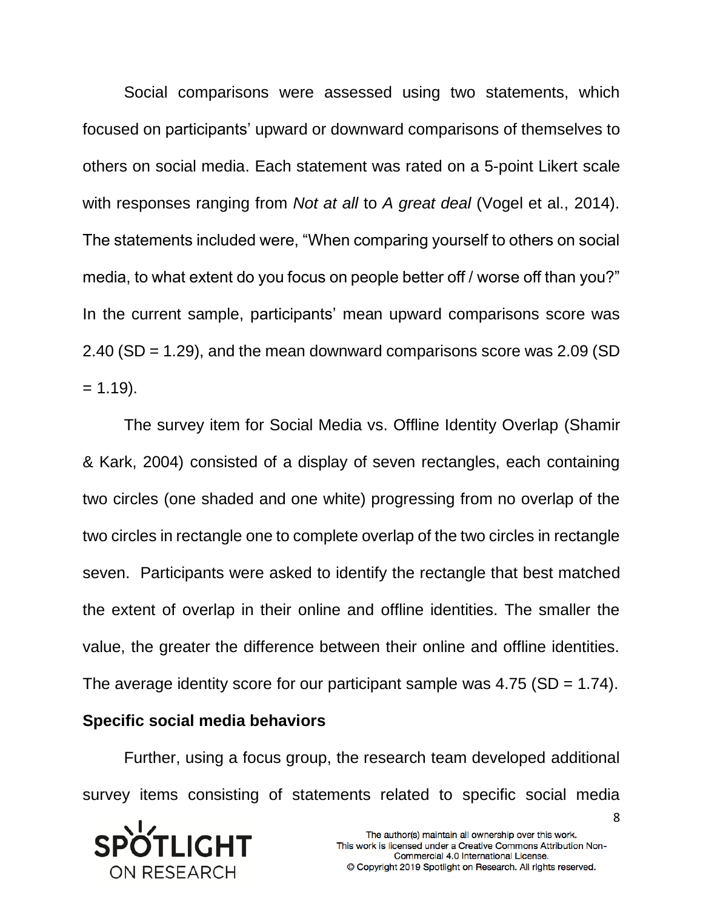Social comparisons were assessed using two statements, which focused on participants' upward or downward comparisons of themselves to others on social media. Each statement was rated on a 5-point Likert scale with responses ranging from *Not at all* to *A great deal* (Vogel et al., 2014). The statements included were, "When comparing yourself to others on social media, to what extent do you focus on people better off / worse off than you?" In the current sample, participants' mean upward comparisons score was 2.40 (SD = 1.29), and the mean downward comparisons score was 2.09 (SD = 1.19).

The survey item for Social Media vs. Offline Identity Overlap (Shamir & Kark, 2004) consisted of a display of seven rectangles, each containing two circles (one shaded and one white) progressing from no overlap of the two circles in rectangle one to complete overlap of the two circles in rectangle seven. Participants were asked to identify the rectangle that best matched the extent of overlap in their online and offline identities. The smaller the value, the greater the difference between their online and offline identities. The average identity score for our participant sample was 4.75 (SD = 1.74).

**Specific social media behaviors**

Further, using a focus group, the research team developed additional survey items consisting of statements related to specific social media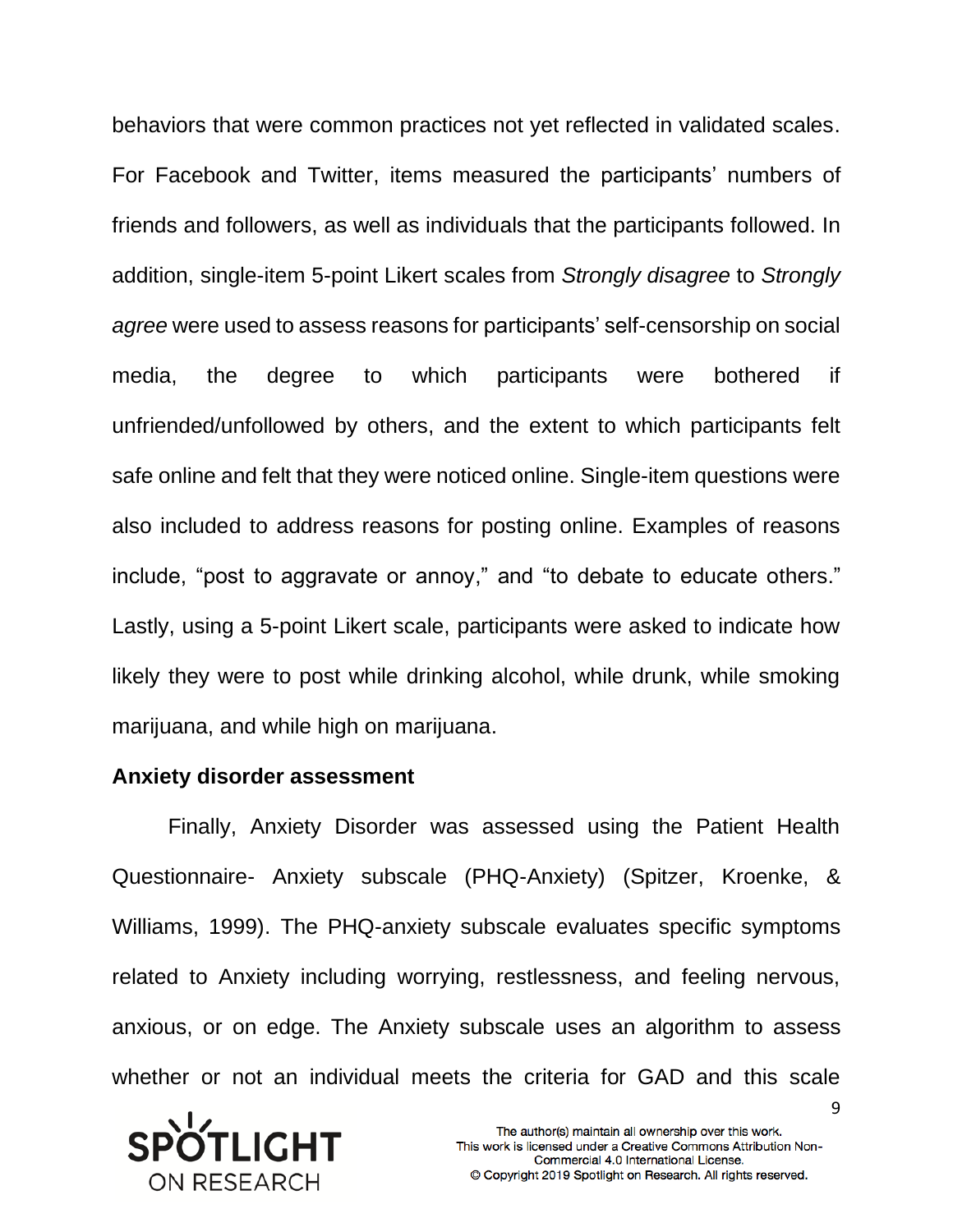behaviors that were common practices not yet reflected in validated scales. For Facebook and Twitter, items measured the participants' numbers of friends and followers, as well as individuals that the participants followed. In addition, single-item 5-point Likert scales from *Strongly disagree* to *Strongly agree* were used to assess reasons for participants' self-censorship on social media, the degree to which participants were bothered if unfriended/unfollowed by others, and the extent to which participants felt safe online and felt that they were noticed online. Single-item questions were also included to address reasons for posting online. Examples of reasons include, "post to aggravate or annoy," and "to debate to educate others." Lastly, using a 5-point Likert scale, participants were asked to indicate how likely they were to post while drinking alcohol, while drunk, while smoking marijuana, and while high on marijuana.

**Anxiety disorder assessment**

Finally, Anxiety Disorder was assessed using the Patient Health Questionnaire- Anxiety subscale (PHQ-Anxiety) (Spitzer, Kroenke, & Williams, 1999). The PHQ-anxiety subscale evaluates specific symptoms related to Anxiety including worrying, restlessness, and feeling nervous, anxious, or on edge. The Anxiety subscale uses an algorithm to assess whether or not an individual meets the criteria for GAD and this scale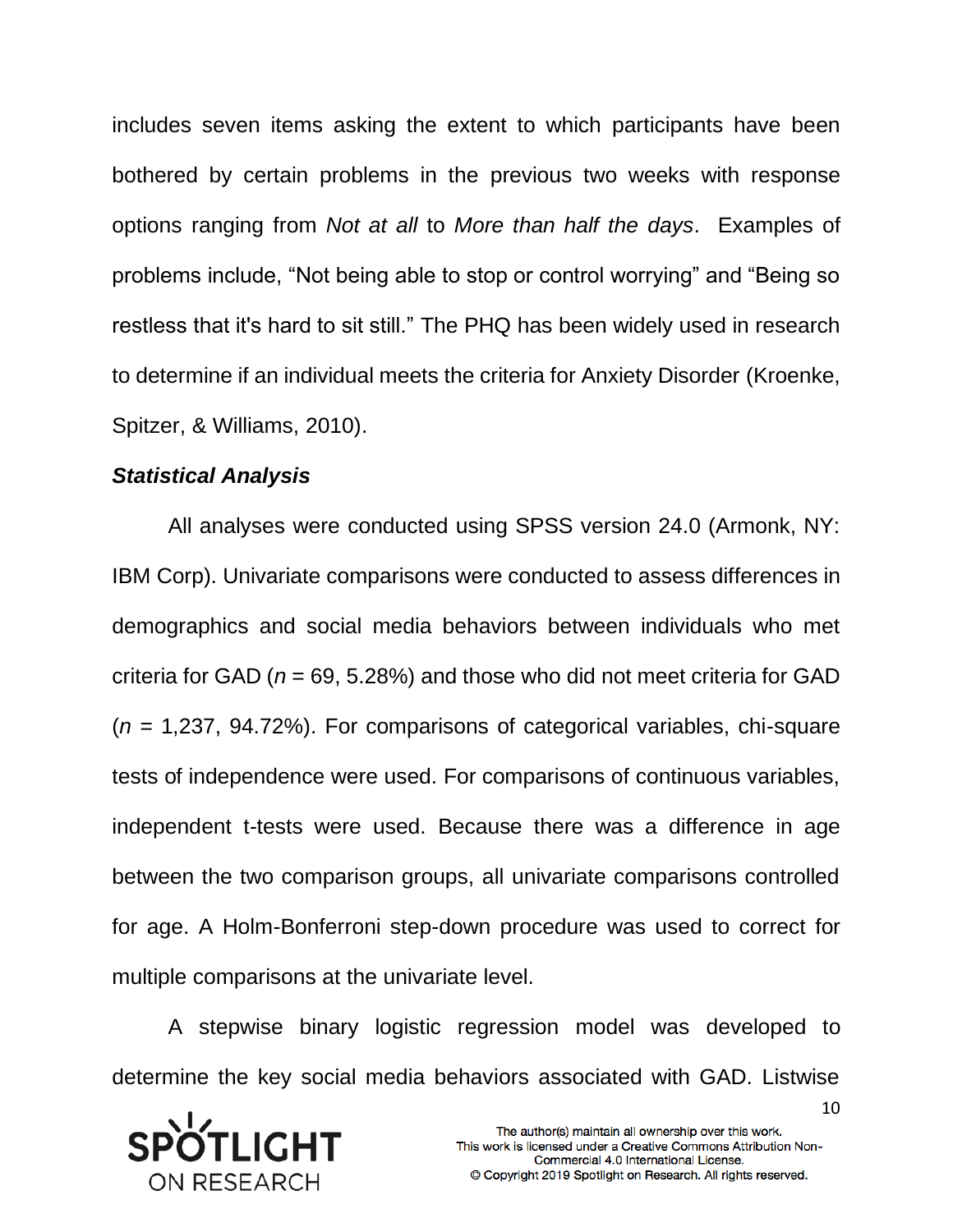includes seven items asking the extent to which participants have been bothered by certain problems in the previous two weeks with response options ranging from *Not at all* to *More than half the days*. Examples of problems include, "Not being able to stop or control worrying" and "Being so restless that it's hard to sit still." The PHQ has been widely used in research to determine if an individual meets the criteria for Anxiety Disorder (Kroenke, Spitzer, & Williams, 2010).

### *Statistical Analysis*

All analyses were conducted using SPSS version 24.0 (Armonk, NY: IBM Corp). Univariate comparisons were conducted to assess differences in demographics and social media behaviors between individuals who met criteria for GAD ($n$ = 69, 5.28%) and those who did not meet criteria for GAD ($n$ = 1,237, 94.72%). For comparisons of categorical variables, chi-square tests of independence were used. For comparisons of continuous variables, independent t-tests were used. Because there was a difference in age between the two comparison groups, all univariate comparisons controlled for age. A Holm-Bonferroni step-down procedure was used to correct for multiple comparisons at the univariate level.

A stepwise binary logistic regression model was developed to determine the key social media behaviors associated with GAD. Listwise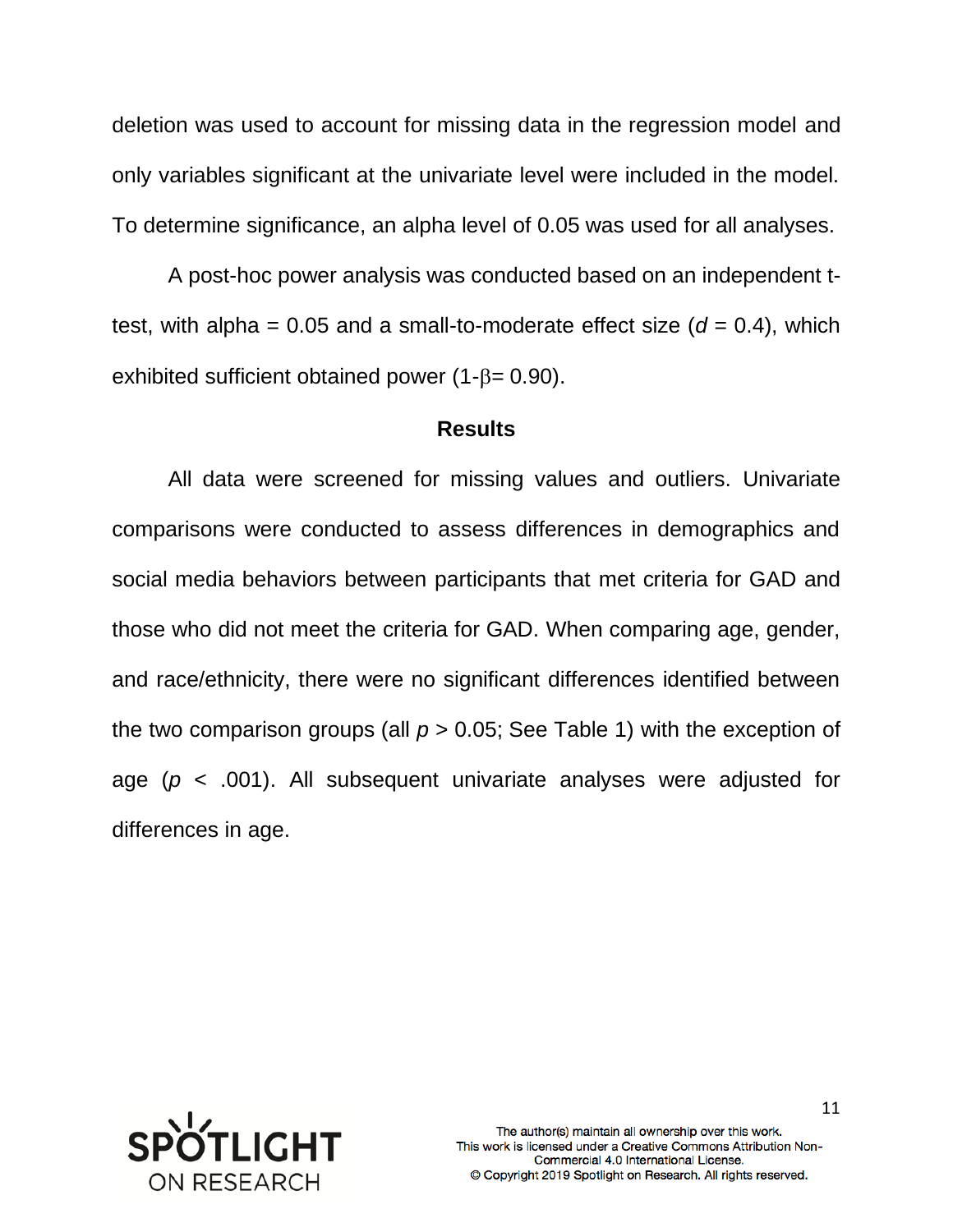deletion was used to account for missing data in the regression model and only variables significant at the univariate level were included in the model. To determine significance, an alpha level of 0.05 was used for all analyses.

A post-hoc power analysis was conducted based on an independent t-test, with alpha = 0.05 and a small-to-moderate effect size ($d = 0.4$), which exhibited sufficient obtained power ($1\text{-}\beta = 0.90$).

## Results

All data were screened for missing values and outliers. Univariate comparisons were conducted to assess differences in demographics and social media behaviors between participants that met criteria for GAD and those who did not meet the criteria for GAD. When comparing age, gender, and race/ethnicity, there were no significant differences identified between the two comparison groups (all $p > 0.05$; See Table 1) with the exception of age ($p < .001$). All subsequent univariate analyses were adjusted for differences in age.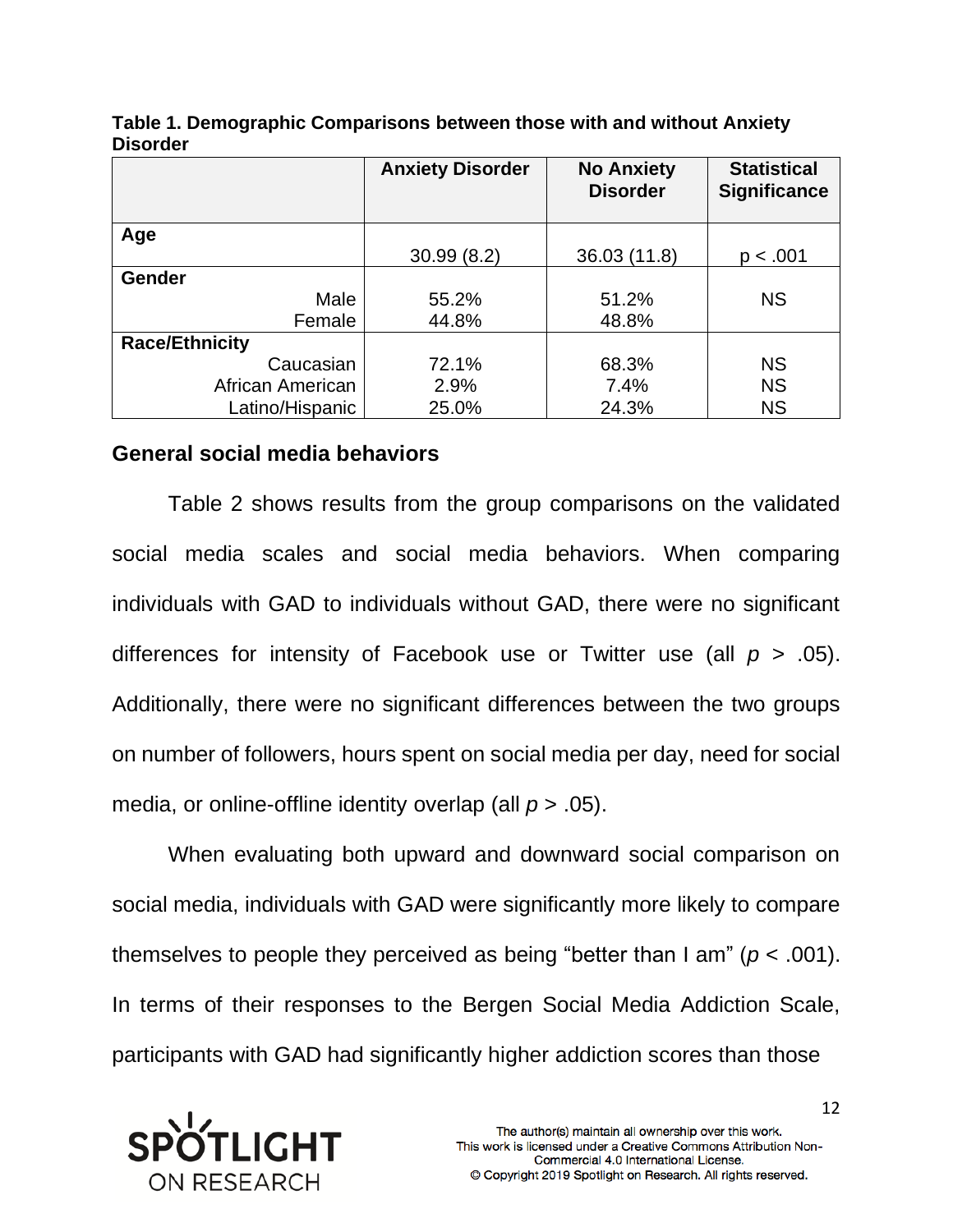**Table 1. Demographic Comparisons between those with and without Anxiety Disorder**

| | Anxiety Disorder | No Anxiety Disorder | Statistical Significance |
|---|---|---|---|
| **Age** | 30.99 (8.2) | 36.03 (11.8) | p < .001 |
| **Gender** | | | |
| Male | 55.2% | 51.2% | NS |
| Female | 44.8% | 48.8% | |
| **Race/Ethnicity** | | | |
| Caucasian | 72.1% | 68.3% | NS |
| African American | 2.9% | 7.4% | NS |
| Latino/Hispanic | 25.0% | 24.3% | NS |

## General social media behaviors

Table 2 shows results from the group comparisons on the validated social media scales and social media behaviors. When comparing individuals with GAD to individuals without GAD, there were no significant differences for intensity of Facebook use or Twitter use (all $p > .05$). Additionally, there were no significant differences between the two groups on number of followers, hours spent on social media per day, need for social media, or online-offline identity overlap (all $p > .05$).

When evaluating both upward and downward social comparison on social media, individuals with GAD were significantly more likely to compare themselves to people they perceived as being "better than I am" ($p < .001$). In terms of their responses to the Bergen Social Media Addiction Scale, participants with GAD had significantly higher addiction scores than those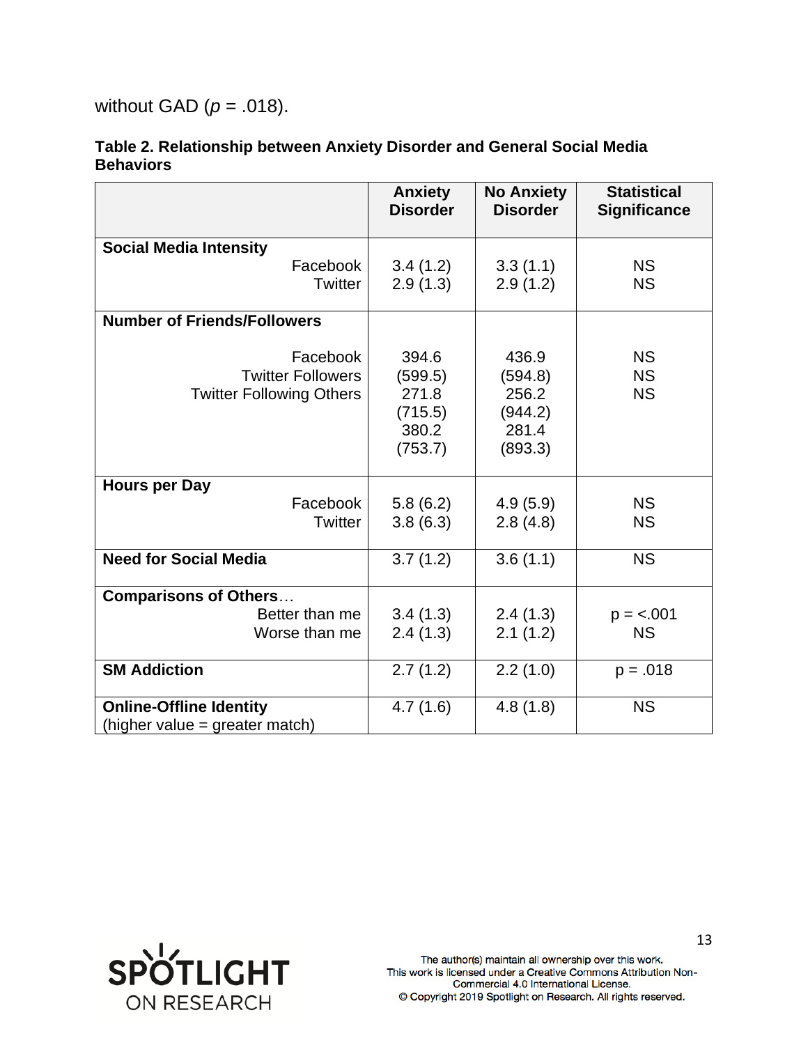without GAD ($p$ = .018).

**Table 2. Relationship between Anxiety Disorder and General Social Media Behaviors**

| | Anxiety Disorder | No Anxiety Disorder | Statistical Significance |
|---|---|---|---|
| **Social Media Intensity** | | | |
| Facebook | 3.4 (1.2) | 3.3 (1.1) | NS |
| Twitter | 2.9 (1.3) | 2.9 (1.2) | NS |
| **Number of Friends/Followers** | | | |
| Facebook | 394.6 (599.5) | 436.9 (594.8) | NS |
| Twitter Followers | 271.8 (715.5) | 256.2 (944.2) | NS |
| Twitter Following Others | 380.2 (753.7) | 281.4 (893.3) | NS |
| **Hours per Day** | | | |
| Facebook | 5.8 (6.2) | 4.9 (5.9) | NS |
| Twitter | 3.8 (6.3) | 2.8 (4.8) | NS |
| **Need for Social Media** | 3.7 (1.2) | 3.6 (1.1) | NS |
| **Comparisons of Others…** | | | |
| Better than me | 3.4 (1.3) | 2.4 (1.3) | p = <.001 |
| Worse than me | 2.4 (1.3) | 2.1 (1.2) | NS |
| **SM Addiction** | 2.7 (1.2) | 2.2 (1.0) | p = .018 |
| **Online-Offline Identity** (higher value = greater match) | 4.7 (1.6) | 4.8 (1.8) | NS |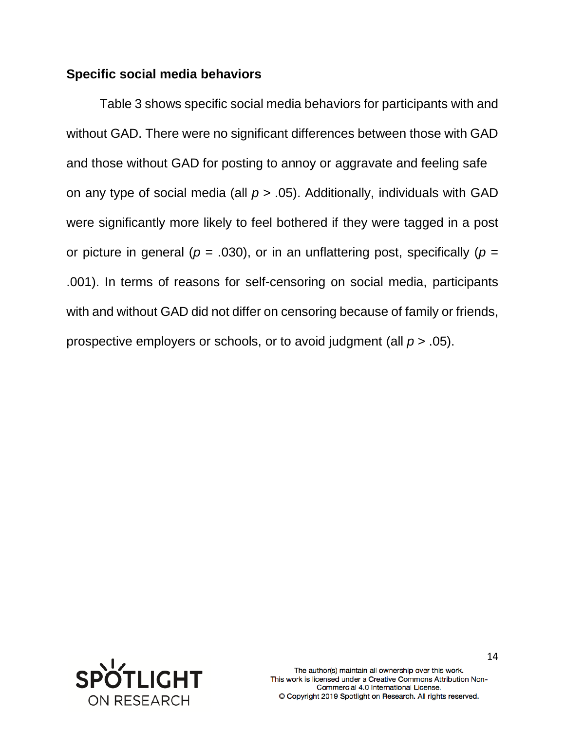### Specific social media behaviors

Table 3 shows specific social media behaviors for participants with and without GAD. There were no significant differences between those with GAD and those without GAD for posting to annoy or aggravate and feeling safe on any type of social media (all $p > .05$). Additionally, individuals with GAD were significantly more likely to feel bothered if they were tagged in a post or picture in general ($p = .030$), or in an unflattering post, specifically ($p = .001$). In terms of reasons for self-censoring on social media, participants with and without GAD did not differ on censoring because of family or friends, prospective employers or schools, or to avoid judgment (all $p > .05$).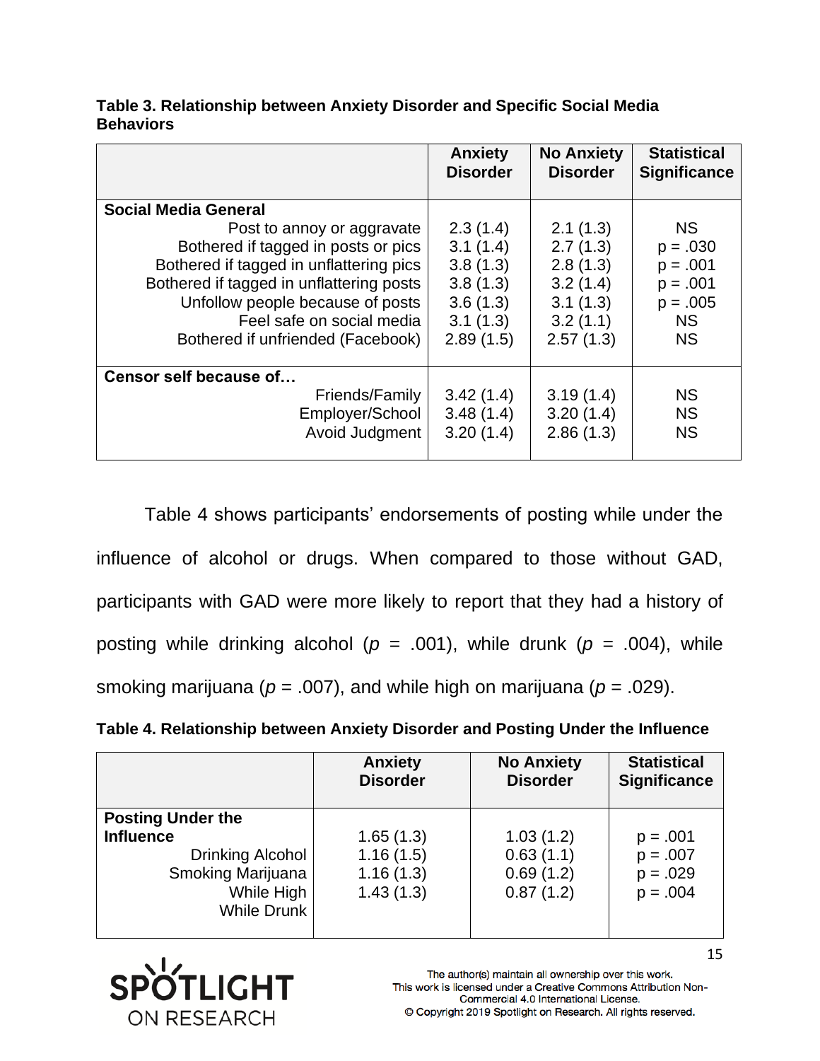**Table 3. Relationship between Anxiety Disorder and Specific Social Media Behaviors**

| | Anxiety Disorder | No Anxiety Disorder | Statistical Significance |
|---|---|---|---|
| **Social Media General** | | | |
| Post to annoy or aggravate | 2.3 (1.4) | 2.1 (1.3) | NS |
| Bothered if tagged in posts or pics | 3.1 (1.4) | 2.7 (1.3) | $p = .030$ |
| Bothered if tagged in unflattering pics | 3.8 (1.3) | 2.8 (1.3) | $p = .001$ |
| Bothered if tagged in unflattering posts | 3.8 (1.3) | 3.2 (1.4) | $p = .001$ |
| Unfollow people because of posts | 3.6 (1.3) | 3.1 (1.3) | $p = .005$ |
| Feel safe on social media | 3.1 (1.3) | 3.2 (1.1) | NS |
| Bothered if unfriended (Facebook) | 2.89 (1.5) | 2.57 (1.3) | NS |
| **Censor self because of…** | | | |
| Friends/Family | 3.42 (1.4) | 3.19 (1.4) | NS |
| Employer/School | 3.48 (1.4) | 3.20 (1.4) | NS |
| Avoid Judgment | 3.20 (1.4) | 2.86 (1.3) | NS |

Table 4 shows participants' endorsements of posting while under the influence of alcohol or drugs. When compared to those without GAD, participants with GAD were more likely to report that they had a history of posting while drinking alcohol ($p$ = .001), while drunk ($p$ = .004), while smoking marijuana ($p$ = .007), and while high on marijuana ($p$ = .029).

**Table 4. Relationship between Anxiety Disorder and Posting Under the Influence**

| | Anxiety Disorder | No Anxiety Disorder | Statistical Significance |
|---|---|---|---|
| **Posting Under the Influence** | | | |
| Drinking Alcohol | 1.65 (1.3) | 1.03 (1.2) | $p = .001$ |
| Smoking Marijuana | 1.16 (1.5) | 0.63 (1.1) | $p = .007$ |
| While High | 1.16 (1.3) | 0.69 (1.2) | $p = .029$ |
| While Drunk | 1.43 (1.3) | 0.87 (1.2) | $p = .004$ |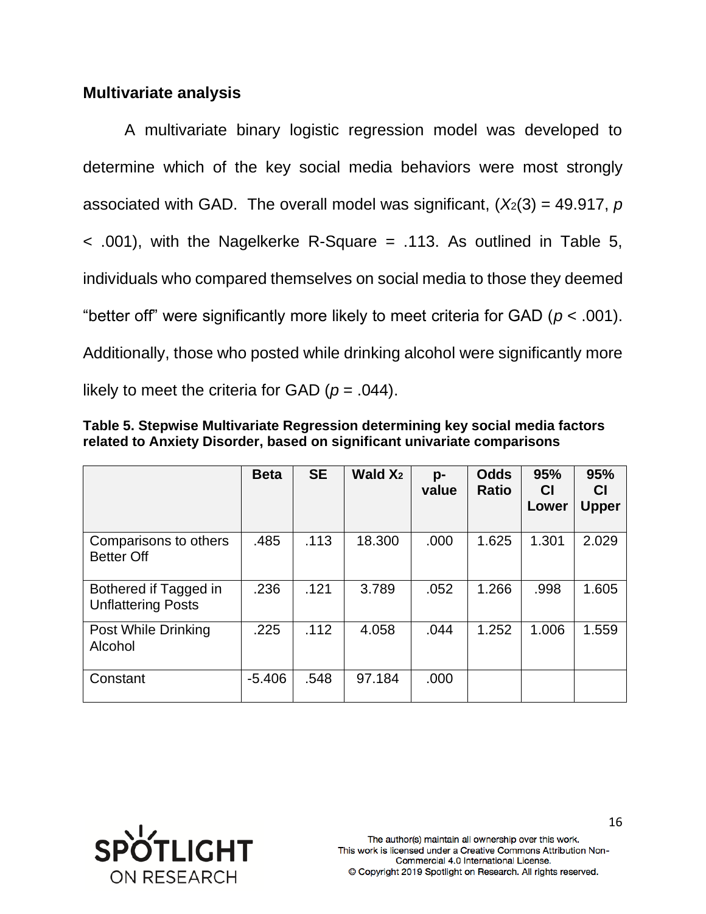## Multivariate analysis

A multivariate binary logistic regression model was developed to determine which of the key social media behaviors were most strongly associated with GAD. The overall model was significant, ($X_2(3) = 49.917$, $p < .001$), with the Nagelkerke R-Square = .113. As outlined in Table 5, individuals who compared themselves on social media to those they deemed "better off" were significantly more likely to meet criteria for GAD ($p < .001$). Additionally, those who posted while drinking alcohol were significantly more likely to meet the criteria for GAD ($p = .044$).

**Table 5. Stepwise Multivariate Regression determining key social media factors related to Anxiety Disorder, based on significant univariate comparisons**

| | Beta | SE | Wald $X_2$ | p-value | Odds Ratio | 95% CI Lower | 95% CI Upper |
|---|---|---|---|---|---|---|---|
| Comparisons to others Better Off | .485 | .113 | 18.300 | .000 | 1.625 | 1.301 | 2.029 |
| Bothered if Tagged in Unflattering Posts | .236 | .121 | 3.789 | .052 | 1.266 | .998 | 1.605 |
| Post While Drinking Alcohol | .225 | .112 | 4.058 | .044 | 1.252 | 1.006 | 1.559 |
| Constant | -5.406 | .548 | 97.184 | .000 | | | |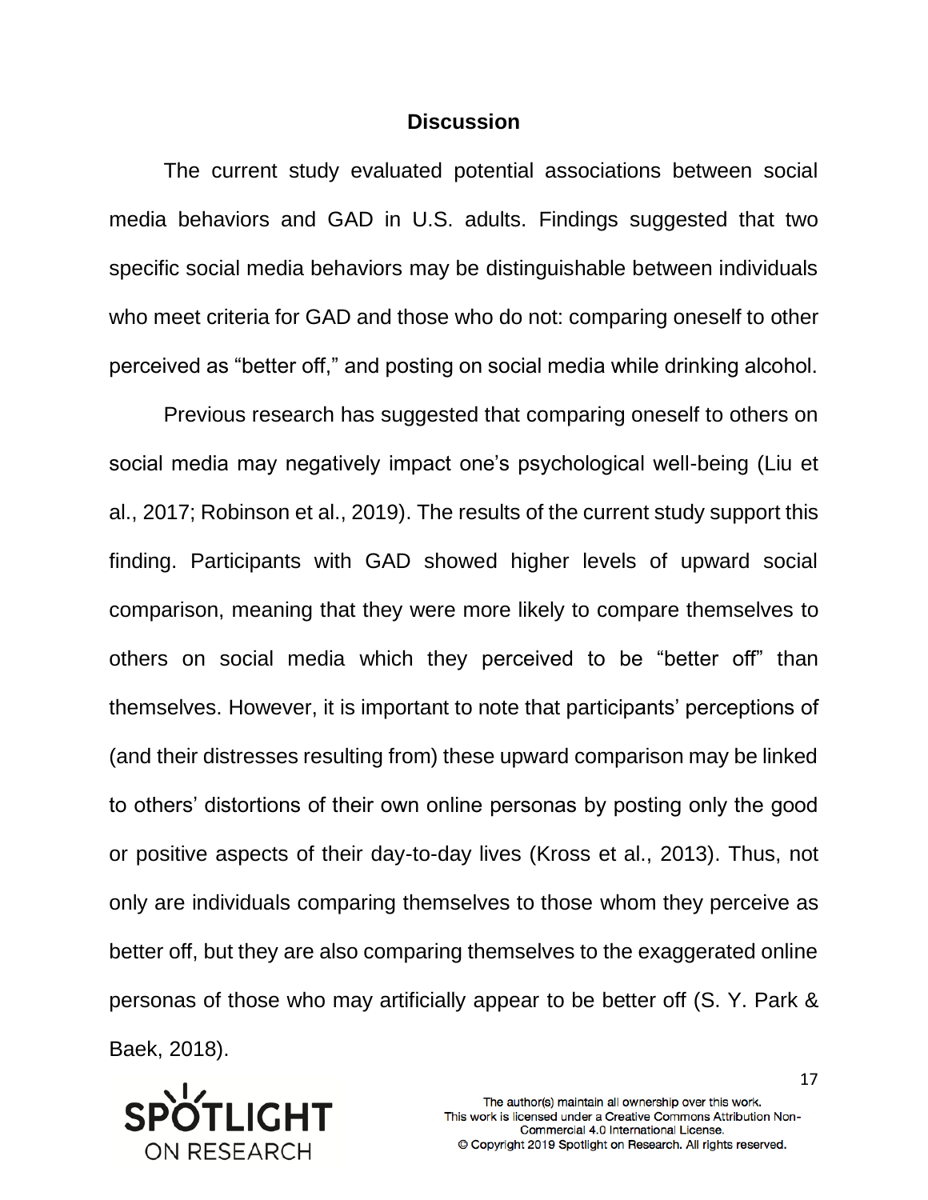## Discussion

The current study evaluated potential associations between social media behaviors and GAD in U.S. adults. Findings suggested that two specific social media behaviors may be distinguishable between individuals who meet criteria for GAD and those who do not: comparing oneself to other perceived as "better off," and posting on social media while drinking alcohol.

Previous research has suggested that comparing oneself to others on social media may negatively impact one's psychological well-being (Liu et al., 2017; Robinson et al., 2019). The results of the current study support this finding. Participants with GAD showed higher levels of upward social comparison, meaning that they were more likely to compare themselves to others on social media which they perceived to be "better off" than themselves. However, it is important to note that participants' perceptions of (and their distresses resulting from) these upward comparison may be linked to others' distortions of their own online personas by posting only the good or positive aspects of their day-to-day lives (Kross et al., 2013). Thus, not only are individuals comparing themselves to those whom they perceive as better off, but they are also comparing themselves to the exaggerated online personas of those who may artificially appear to be better off (S. Y. Park & Baek, 2018).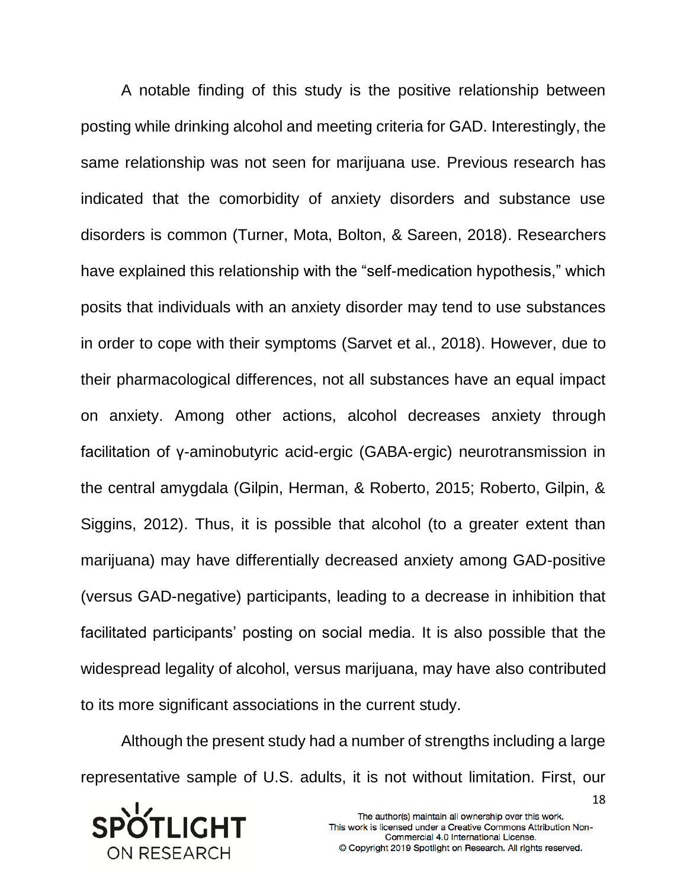A notable finding of this study is the positive relationship between posting while drinking alcohol and meeting criteria for GAD. Interestingly, the same relationship was not seen for marijuana use. Previous research has indicated that the comorbidity of anxiety disorders and substance use disorders is common (Turner, Mota, Bolton, & Sareen, 2018). Researchers have explained this relationship with the "self-medication hypothesis," which posits that individuals with an anxiety disorder may tend to use substances in order to cope with their symptoms (Sarvet et al., 2018). However, due to their pharmacological differences, not all substances have an equal impact on anxiety. Among other actions, alcohol decreases anxiety through facilitation of γ-aminobutyric acid-ergic (GABA-ergic) neurotransmission in the central amygdala (Gilpin, Herman, & Roberto, 2015; Roberto, Gilpin, & Siggins, 2012). Thus, it is possible that alcohol (to a greater extent than marijuana) may have differentially decreased anxiety among GAD-positive (versus GAD-negative) participants, leading to a decrease in inhibition that facilitated participants' posting on social media. It is also possible that the widespread legality of alcohol, versus marijuana, may have also contributed to its more significant associations in the current study.

Although the present study had a number of strengths including a large representative sample of U.S. adults, it is not without limitation. First, our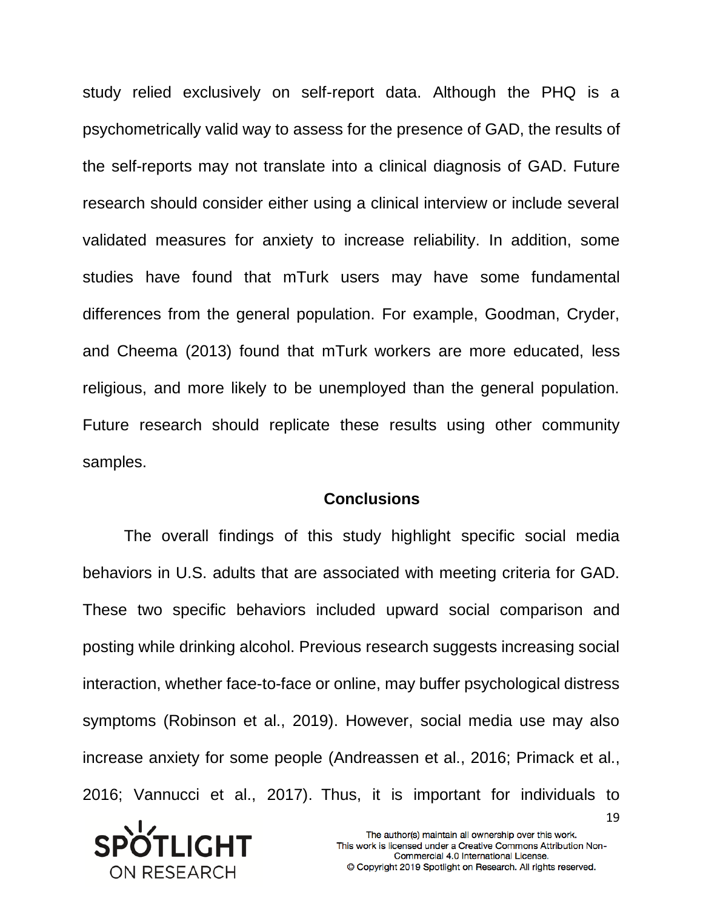study relied exclusively on self-report data. Although the PHQ is a psychometrically valid way to assess for the presence of GAD, the results of the self-reports may not translate into a clinical diagnosis of GAD. Future research should consider either using a clinical interview or include several validated measures for anxiety to increase reliability. In addition, some studies have found that mTurk users may have some fundamental differences from the general population. For example, Goodman, Cryder, and Cheema (2013) found that mTurk workers are more educated, less religious, and more likely to be unemployed than the general population. Future research should replicate these results using other community samples.

## Conclusions

The overall findings of this study highlight specific social media behaviors in U.S. adults that are associated with meeting criteria for GAD. These two specific behaviors included upward social comparison and posting while drinking alcohol. Previous research suggests increasing social interaction, whether face-to-face or online, may buffer psychological distress symptoms (Robinson et al., 2019). However, social media use may also increase anxiety for some people (Andreassen et al., 2016; Primack et al., 2016; Vannucci et al., 2017). Thus, it is important for individuals to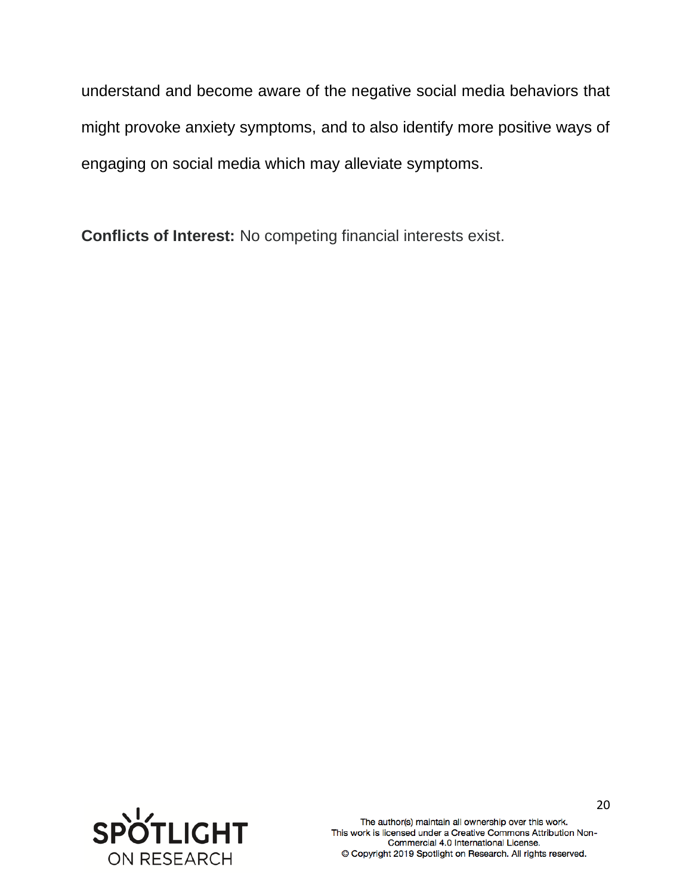understand and become aware of the negative social media behaviors that might provoke anxiety symptoms, and to also identify more positive ways of engaging on social media which may alleviate symptoms.

**Conflicts of Interest:** No competing financial interests exist.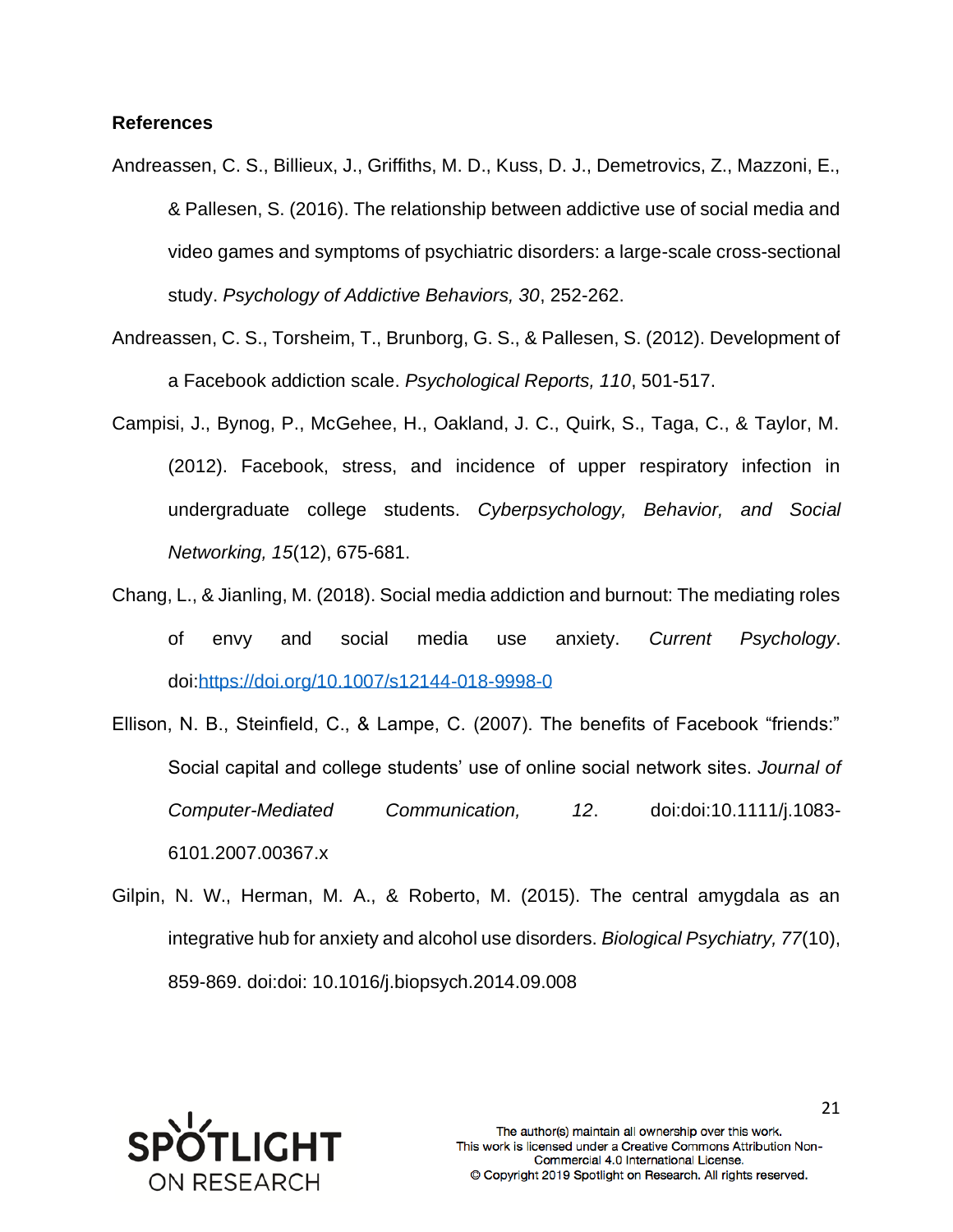## References

Andreassen, C. S., Billieux, J., Griffiths, M. D., Kuss, D. J., Demetrovics, Z., Mazzoni, E., & Pallesen, S. (2016). The relationship between addictive use of social media and video games and symptoms of psychiatric disorders: a large-scale cross-sectional study. *Psychology of Addictive Behaviors, 30*, 252-262.

Andreassen, C. S., Torsheim, T., Brunborg, G. S., & Pallesen, S. (2012). Development of a Facebook addiction scale. *Psychological Reports, 110*, 501-517.

Campisi, J., Bynog, P., McGehee, H., Oakland, J. C., Quirk, S., Taga, C., & Taylor, M. (2012). Facebook, stress, and incidence of upper respiratory infection in undergraduate college students. *Cyberpsychology, Behavior, and Social Networking, 15*(12), 675-681.

Chang, L., & Jianling, M. (2018). Social media addiction and burnout: The mediating roles of envy and social media use anxiety. *Current Psychology*. doi:https://doi.org/10.1007/s12144-018-9998-0

Ellison, N. B., Steinfield, C., & Lampe, C. (2007). The benefits of Facebook "friends:" Social capital and college students' use of online social network sites. *Journal of Computer-Mediated Communication, 12*. doi:doi:10.1111/j.1083-6101.2007.00367.x

Gilpin, N. W., Herman, M. A., & Roberto, M. (2015). The central amygdala as an integrative hub for anxiety and alcohol use disorders. *Biological Psychiatry, 77*(10), 859-869. doi:doi: 10.1016/j.biopsych.2014.09.008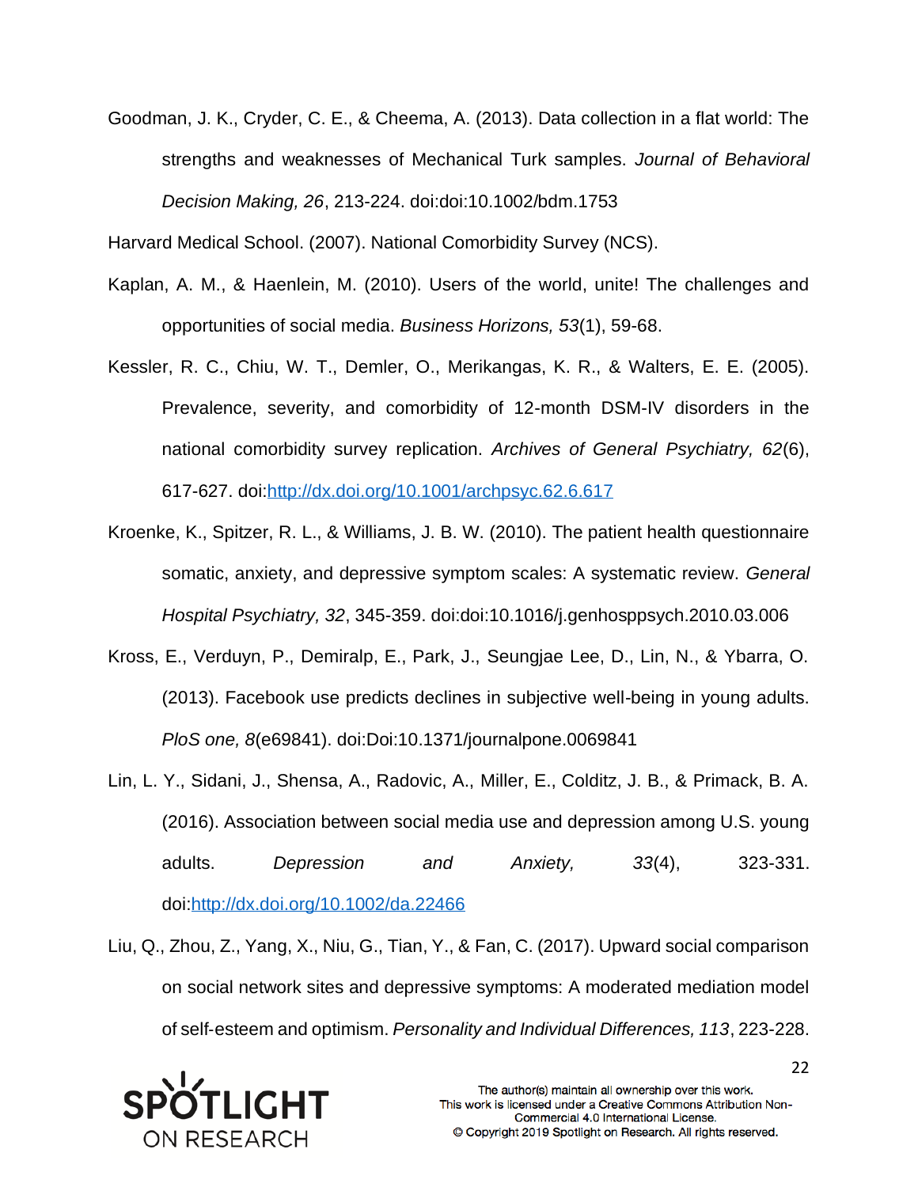Goodman, J. K., Cryder, C. E., & Cheema, A. (2013). Data collection in a flat world: The strengths and weaknesses of Mechanical Turk samples. *Journal of Behavioral Decision Making, 26*, 213-224. doi:doi:10.1002/bdm.1753

Harvard Medical School. (2007). National Comorbidity Survey (NCS).

Kaplan, A. M., & Haenlein, M. (2010). Users of the world, unite! The challenges and opportunities of social media. *Business Horizons, 53*(1), 59-68.

Kessler, R. C., Chiu, W. T., Demler, O., Merikangas, K. R., & Walters, E. E. (2005). Prevalence, severity, and comorbidity of 12-month DSM-IV disorders in the national comorbidity survey replication. *Archives of General Psychiatry, 62*(6), 617-627. doi:http://dx.doi.org/10.1001/archpsyc.62.6.617

Kroenke, K., Spitzer, R. L., & Williams, J. B. W. (2010). The patient health questionnaire somatic, anxiety, and depressive symptom scales: A systematic review. *General Hospital Psychiatry, 32*, 345-359. doi:doi:10.1016/j.genhosppsych.2010.03.006

Kross, E., Verduyn, P., Demiralp, E., Park, J., Seungjae Lee, D., Lin, N., & Ybarra, O. (2013). Facebook use predicts declines in subjective well-being in young adults. *PloS one, 8*(e69841). doi:Doi:10.1371/journalpone.0069841

Lin, L. Y., Sidani, J., Shensa, A., Radovic, A., Miller, E., Colditz, J. B., & Primack, B. A. (2016). Association between social media use and depression among U.S. young adults. *Depression and Anxiety, 33*(4), 323-331. doi:http://dx.doi.org/10.1002/da.22466

Liu, Q., Zhou, Z., Yang, X., Niu, G., Tian, Y., & Fan, C. (2017). Upward social comparison on social network sites and depressive symptoms: A moderated mediation model of self-esteem and optimism. *Personality and Individual Differences, 113*, 223-228.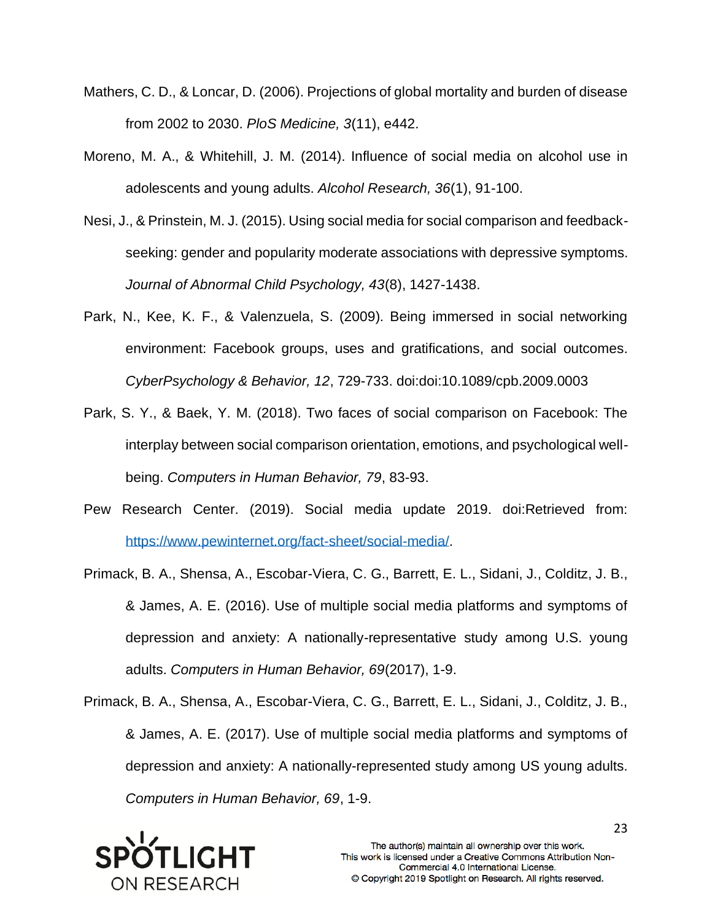Mathers, C. D., & Loncar, D. (2006). Projections of global mortality and burden of disease from 2002 to 2030. *PloS Medicine, 3*(11), e442.

Moreno, M. A., & Whitehill, J. M. (2014). Influence of social media on alcohol use in adolescents and young adults. *Alcohol Research, 36*(1), 91-100.

Nesi, J., & Prinstein, M. J. (2015). Using social media for social comparison and feedback-seeking: gender and popularity moderate associations with depressive symptoms. *Journal of Abnormal Child Psychology, 43*(8), 1427-1438.

Park, N., Kee, K. F., & Valenzuela, S. (2009). Being immersed in social networking environment: Facebook groups, uses and gratifications, and social outcomes. *CyberPsychology & Behavior, 12*, 729-733. doi:doi:10.1089/cpb.2009.0003

Park, S. Y., & Baek, Y. M. (2018). Two faces of social comparison on Facebook: The interplay between social comparison orientation, emotions, and psychological well-being. *Computers in Human Behavior, 79*, 83-93.

Pew Research Center. (2019). Social media update 2019. doi:Retrieved from: [https://www.pewinternet.org/fact-sheet/social-media/](https://www.pewinternet.org/fact-sheet/social-media/).

Primack, B. A., Shensa, A., Escobar-Viera, C. G., Barrett, E. L., Sidani, J., Colditz, J. B., & James, A. E. (2016). Use of multiple social media platforms and symptoms of depression and anxiety: A nationally-representative study among U.S. young adults. *Computers in Human Behavior, 69*(2017), 1-9.

Primack, B. A., Shensa, A., Escobar-Viera, C. G., Barrett, E. L., Sidani, J., Colditz, J. B., & James, A. E. (2017). Use of multiple social media platforms and symptoms of depression and anxiety: A nationally-represented study among US young adults. *Computers in Human Behavior, 69*, 1-9.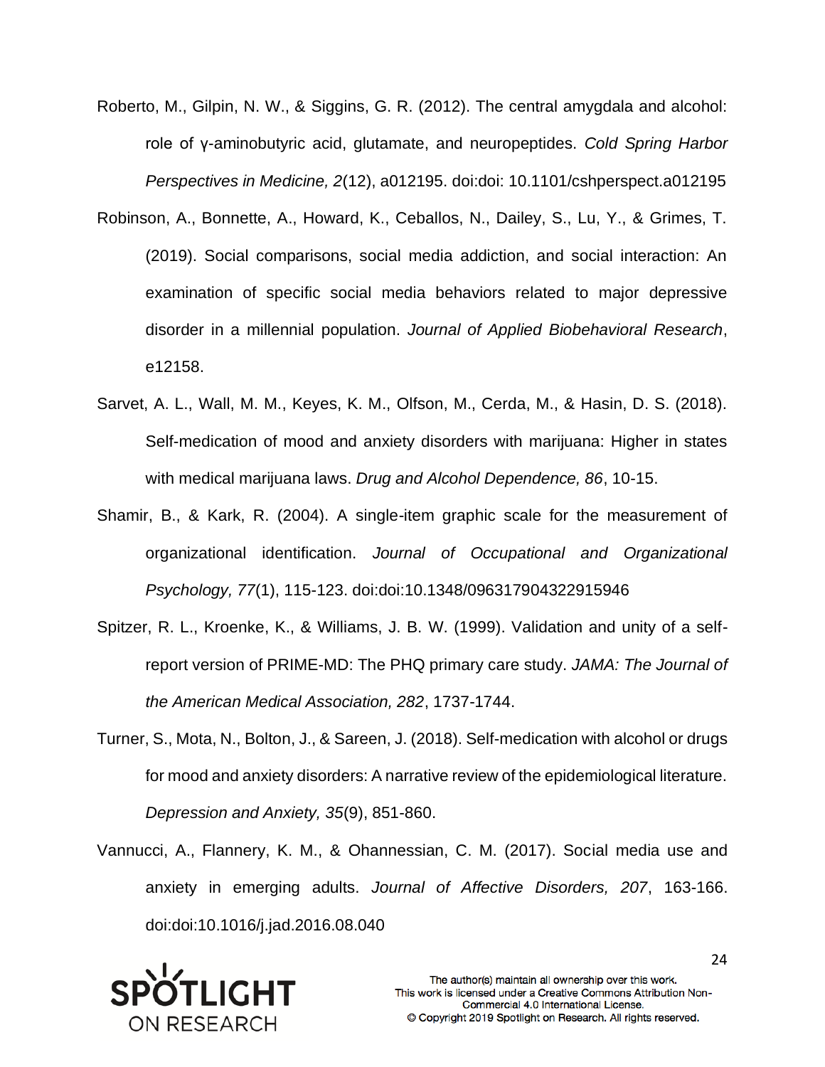Roberto, M., Gilpin, N. W., & Siggins, G. R. (2012). The central amygdala and alcohol: role of γ-aminobutyric acid, glutamate, and neuropeptides. *Cold Spring Harbor Perspectives in Medicine, 2*(12), a012195. doi:doi: 10.1101/cshperspect.a012195

Robinson, A., Bonnette, A., Howard, K., Ceballos, N., Dailey, S., Lu, Y., & Grimes, T. (2019). Social comparisons, social media addiction, and social interaction: An examination of specific social media behaviors related to major depressive disorder in a millennial population. *Journal of Applied Biobehavioral Research*, e12158.

Sarvet, A. L., Wall, M. M., Keyes, K. M., Olfson, M., Cerda, M., & Hasin, D. S. (2018). Self-medication of mood and anxiety disorders with marijuana: Higher in states with medical marijuana laws. *Drug and Alcohol Dependence, 86*, 10-15.

Shamir, B., & Kark, R. (2004). A single-item graphic scale for the measurement of organizational identification. *Journal of Occupational and Organizational Psychology, 77*(1), 115-123. doi:doi:10.1348/096317904322915946

Spitzer, R. L., Kroenke, K., & Williams, J. B. W. (1999). Validation and unity of a self-report version of PRIME-MD: The PHQ primary care study. *JAMA: The Journal of the American Medical Association, 282*, 1737-1744.

Turner, S., Mota, N., Bolton, J., & Sareen, J. (2018). Self-medication with alcohol or drugs for mood and anxiety disorders: A narrative review of the epidemiological literature. *Depression and Anxiety, 35*(9), 851-860.

Vannucci, A., Flannery, K. M., & Ohannessian, C. M. (2017). Social media use and anxiety in emerging adults. *Journal of Affective Disorders, 207*, 163-166. doi:doi:10.1016/j.jad.2016.08.040

The author(s) maintain all ownership over this work. This work is licensed under a Creative Commons Attribution Non-Commercial 4.0 International License. © Copyright 2019 Spotlight on Research. All rights reserved.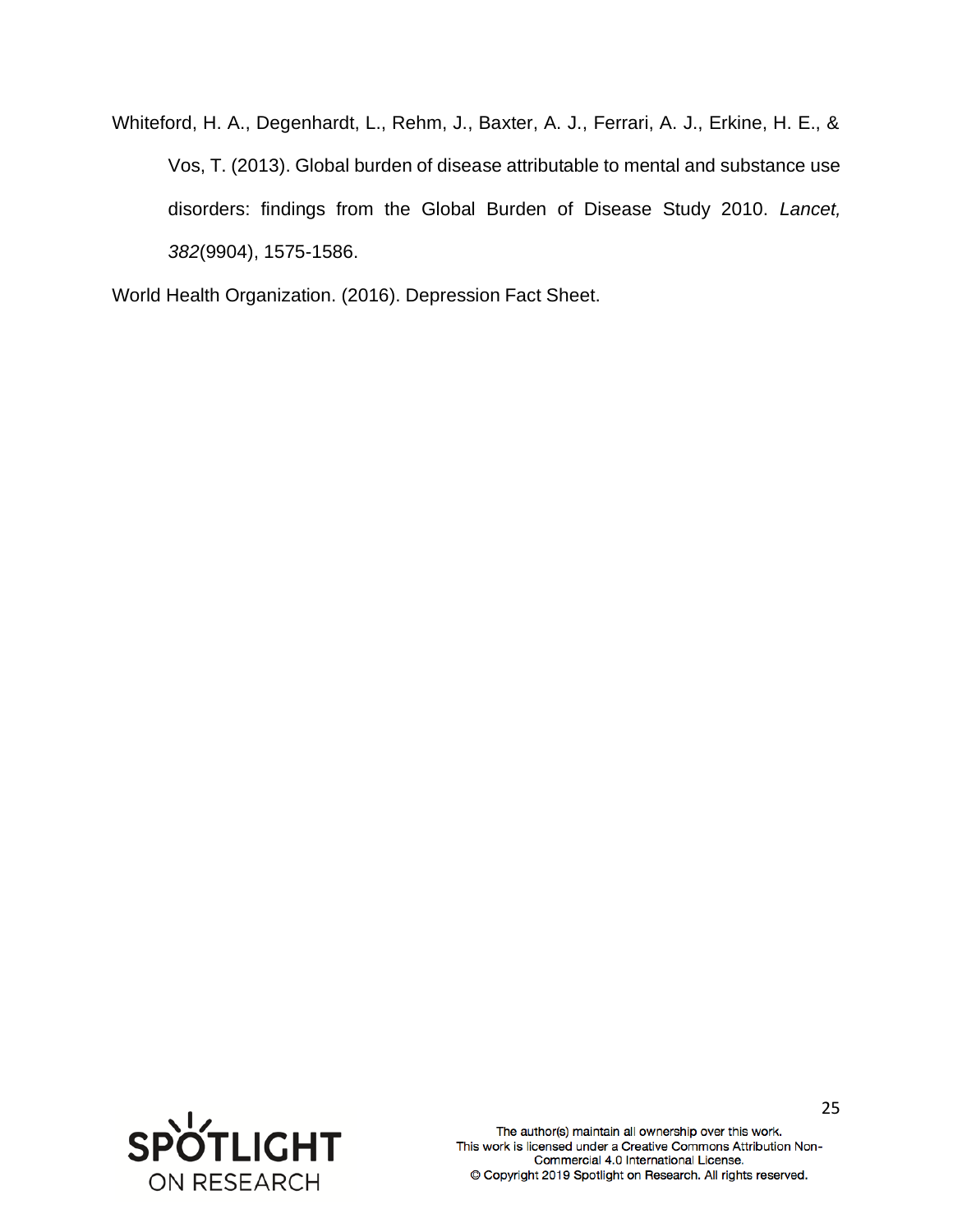Whiteford, H. A., Degenhardt, L., Rehm, J., Baxter, A. J., Ferrari, A. J., Erkine, H. E., & Vos, T. (2013). Global burden of disease attributable to mental and substance use disorders: findings from the Global Burden of Disease Study 2010. *Lancet, 382*(9904), 1575-1586.

World Health Organization. (2016). Depression Fact Sheet.